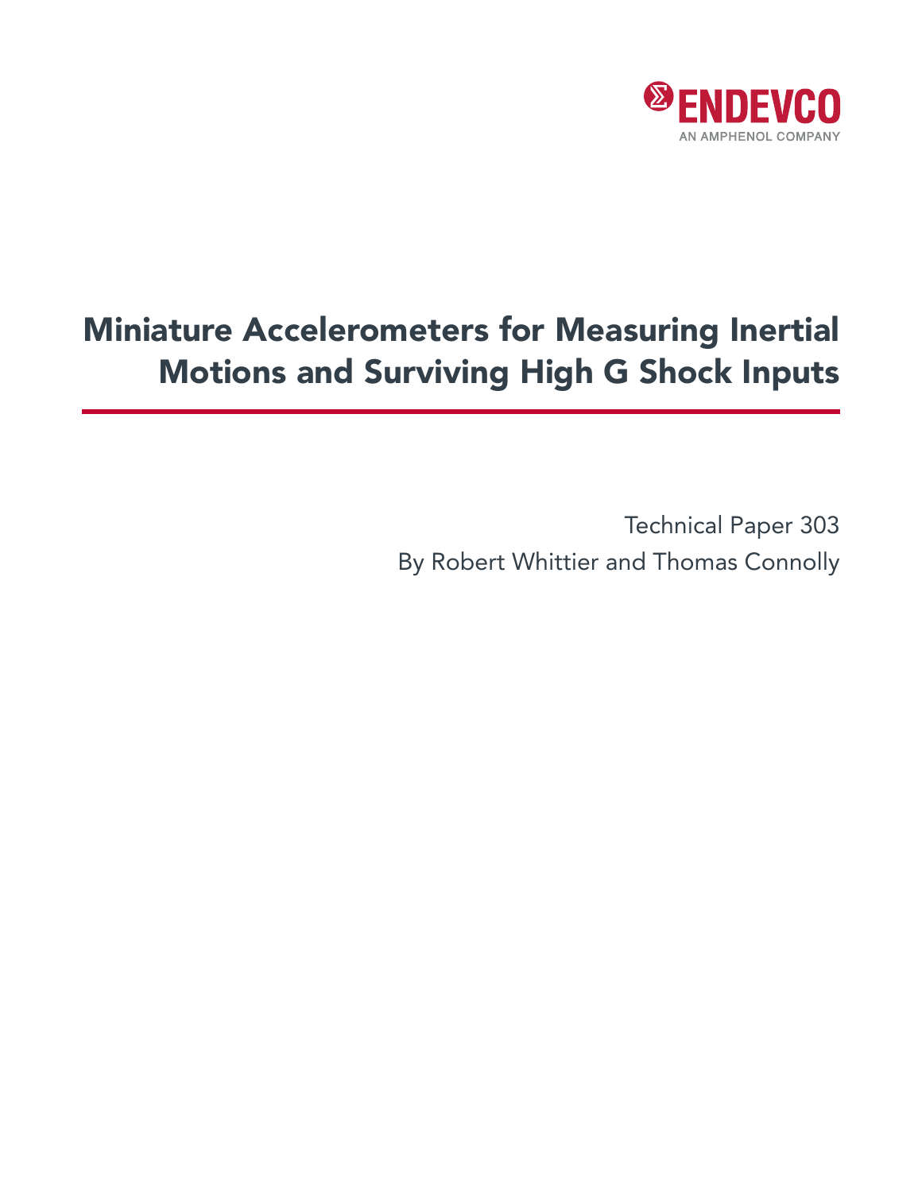ENDEVCO

AN AMPHENOL COMPANY

# Miniature Accelerometers for Measuring Inertial Motions and Surviving High G Shock Inputs

Technical Paper 303

By Robert Whittier and Thomas Connolly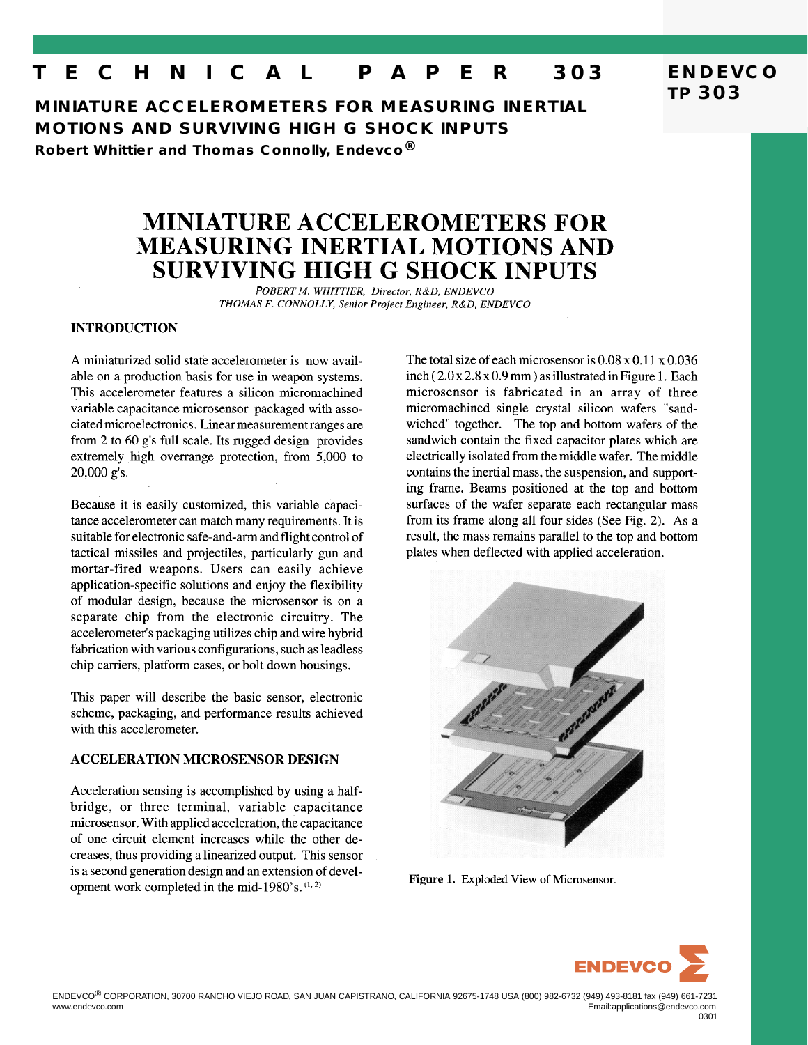# TECHNICAL PAPER 303

## MINIATURE ACCELEROMETERS FOR MEASURING INERTIAL MOTIONS AND SURVIVING HIGH G SHOCK INPUTS

**Robert Whittier and Thomas Connolly, Endevco®**

# MINIATURE ACCELEROMETERS FOR MEASURING INERTIAL MOTIONS AND SURVIVING HIGH G SHOCK INPUTS

*ROBERT M. WHITTIER, Director, R&D, ENDEVCO*
*THOMAS F. CONNOLLY, Senior Project Engineer, R&D, ENDEVCO*

## INTRODUCTION

A miniaturized solid state accelerometer is now available on a production basis for use in weapon systems. This accelerometer features a silicon micromachined variable capacitance microsensor packaged with associated microelectronics. Linear measurement ranges are from 2 to 60 g's full scale. Its rugged design provides extremely high overrange protection, from 5,000 to 20,000 g's.

Because it is easily customized, this variable capacitance accelerometer can match many requirements. It is suitable for electronic safe-and-arm and flight control of tactical missiles and projectiles, particularly gun and mortar-fired weapons. Users can easily achieve application-specific solutions and enjoy the flexibility of modular design, because the microsensor is on a separate chip from the electronic circuitry. The accelerometer's packaging utilizes chip and wire hybrid fabrication with various configurations, such as leadless chip carriers, platform cases, or bolt down housings.

This paper will describe the basic sensor, electronic scheme, packaging, and performance results achieved with this accelerometer.

## ACCELERATION MICROSENSOR DESIGN

Acceleration sensing is accomplished by using a half-bridge, or three terminal, variable capacitance microsensor. With applied acceleration, the capacitance of one circuit element increases while the other decreases, thus providing a linearized output. This sensor is a second generation design and an extension of development work completed in the mid-1980's. [1, 2]

The total size of each microsensor is 0.08 x 0.11 x 0.036 inch (2.0 x 2.8 x 0.9 mm) as illustrated in Figure 1. Each microsensor is fabricated in an array of three micromachined single crystal silicon wafers "sandwiched" together. The top and bottom wafers of the sandwich contain the fixed capacitor plates which are electrically isolated from the middle wafer. The middle contains the inertial mass, the suspension, and supporting frame. Beams positioned at the top and bottom surfaces of the wafer separate each rectangular mass from its frame along all four sides (See Fig. 2). As a result, the mass remains parallel to the top and bottom plates when deflected with applied acceleration.

**Figure 1.** Exploded View of Microsensor.

ENDEVCO® CORPORATION, 30700 RANCHO VIEJO ROAD, SAN JUAN CAPISTRANO, CALIFORNIA 92675-1748 USA (800) 982-6732 (949) 493-8181 fax (949) 661-7231
www.endevco.com Email:applications@endevco.com
0301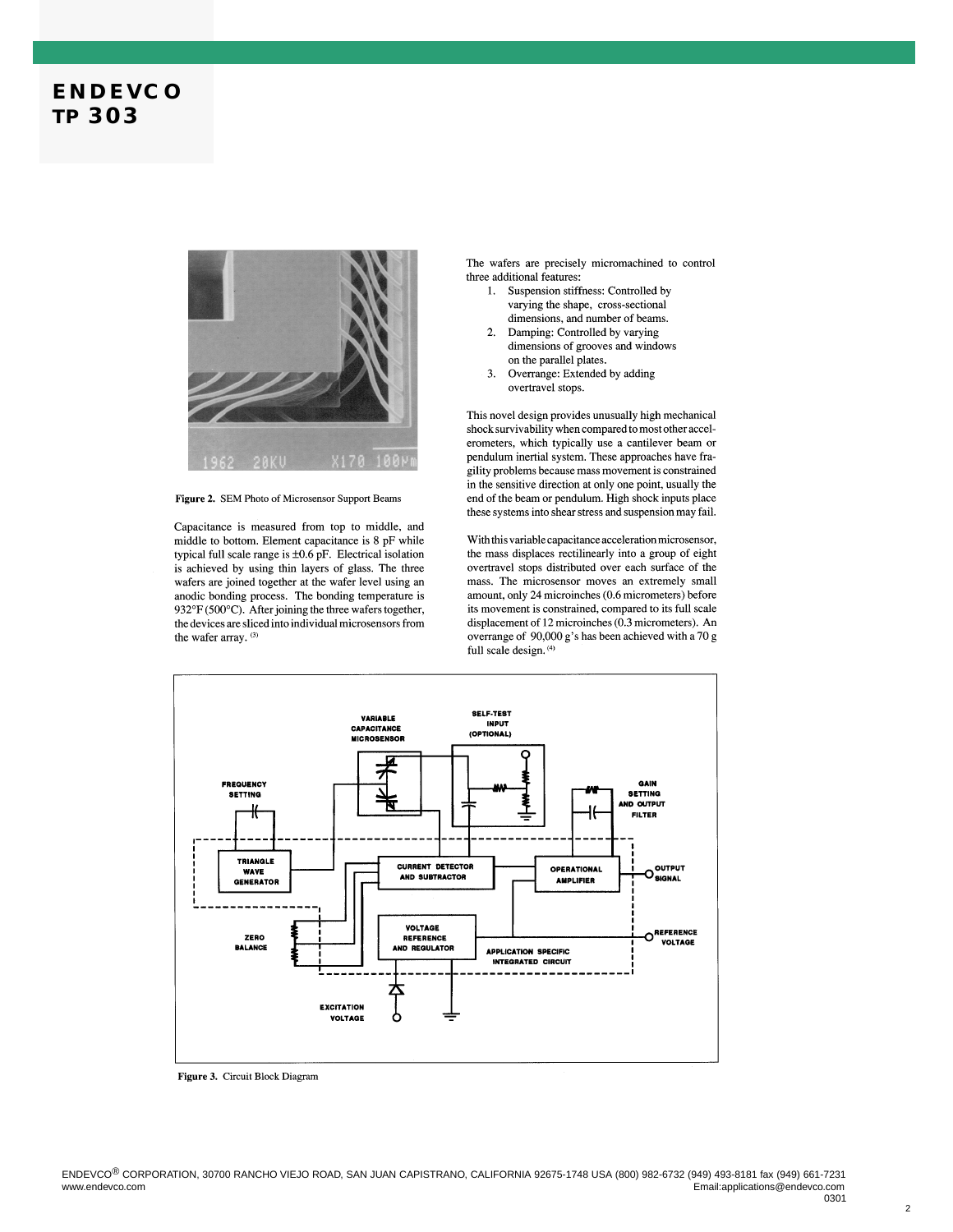Figure 2. SEM Photo of Microsensor Support Beams

Capacitance is measured from top to middle, and middle to bottom. Element capacitance is 8 pF while typical full scale range is ±0.6 pF. Electrical isolation is achieved by using thin layers of glass. The three wafers are joined together at the wafer level using an anodic bonding process. The bonding temperature is 932°F (500°C). After joining the three wafers together, the devices are sliced into individual microsensors from the wafer array. [3]

The wafers are precisely micromachined to control three additional features:

1. Suspension stiffness: Controlled by varying the shape, cross-sectional dimensions, and number of beams.
2. Damping: Controlled by varying dimensions of grooves and windows on the parallel plates.
3. Overrange: Extended by adding overtravel stops.

This novel design provides unusually high mechanical shock survivability when compared to most other accelerometers, which typically use a cantilever beam or pendulum inertial system. These approaches have fragility problems because mass movement is constrained in the sensitive direction at only one point, usually the end of the beam or pendulum. High shock inputs place these systems into shear stress and suspension may fail.

With this variable capacitance acceleration microsensor, the mass displaces rectilinearly into a group of eight overtravel stops distributed over each surface of the mass. The microsensor moves an extremely small amount, only 24 microinches (0.6 micrometers) before its movement is constrained, compared to its full scale displacement of 12 microinches (0.3 micrometers). An overrange of 90,000 g's has been achieved with a 70 g full scale design. [4]

Figure 3. Circuit Block Diagram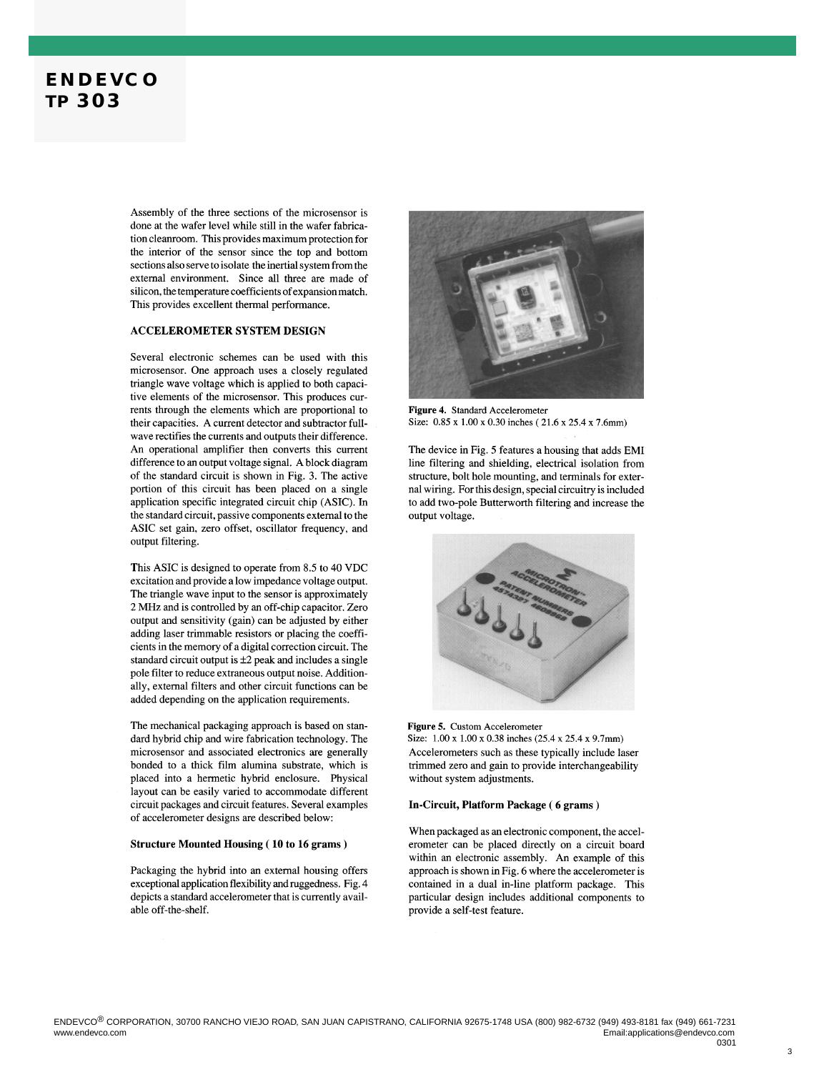Assembly of the three sections of the microsensor is done at the wafer level while still in the wafer fabrication cleanroom. This provides maximum protection for the interior of the sensor since the top and bottom sections also serve to isolate the inertial system from the external environment. Since all three are made of silicon, the temperature coefficients of expansion match. This provides excellent thermal performance.

## ACCELEROMETER SYSTEM DESIGN

Several electronic schemes can be used with this microsensor. One approach uses a closely regulated triangle wave voltage which is applied to both capacitive elements of the microsensor. This produces currents through the elements which are proportional to their capacities. A current detector and subtractor full-wave rectifies the currents and outputs their difference. An operational amplifier then converts this current difference to an output voltage signal. A block diagram of the standard circuit is shown in Fig. 3. The active portion of this circuit has been placed on a single application specific integrated circuit chip (ASIC). In the standard circuit, passive components external to the ASIC set gain, zero offset, oscillator frequency, and output filtering.

This ASIC is designed to operate from 8.5 to 40 VDC excitation and provide a low impedance voltage output. The triangle wave input to the sensor is approximately 2 MHz and is controlled by an off-chip capacitor. Zero output and sensitivity (gain) can be adjusted by either adding laser trimmable resistors or placing the coefficients in the memory of a digital correction circuit. The standard circuit output is ±2 peak and includes a single pole filter to reduce extraneous output noise. Additionally, external filters and other circuit functions can be added depending on the application requirements.

The mechanical packaging approach is based on standard hybrid chip and wire fabrication technology. The microsensor and associated electronics are generally bonded to a thick film alumina substrate, which is placed into a hermetic hybrid enclosure. Physical layout can be easily varied to accommodate different circuit packages and circuit features. Several examples of accelerometer designs are described below:

### Structure Mounted Housing ( 10 to 16 grams )

Packaging the hybrid into an external housing offers exceptional application flexibility and ruggedness. Fig. 4 depicts a standard accelerometer that is currently available off-the-shelf.

**Figure 4.** Standard Accelerometer
Size: 0.85 x 1.00 x 0.30 inches ( 21.6 x 25.4 x 7.6mm)

The device in Fig. 5 features a housing that adds EMI line filtering and shielding, electrical isolation from structure, bolt hole mounting, and terminals for external wiring. For this design, special circuitry is included to add two-pole Butterworth filtering and increase the output voltage.

**Figure 5.** Custom Accelerometer
Size: 1.00 x 1.00 x 0.38 inches (25.4 x 25.4 x 9.7mm)

Accelerometers such as these typically include laser trimmed zero and gain to provide interchangeability without system adjustments.

### In-Circuit, Platform Package ( 6 grams )

When packaged as an electronic component, the accelerometer can be placed directly on a circuit board within an electronic assembly. An example of this approach is shown in Fig. 6 where the accelerometer is contained in a dual in-line platform package. This particular design includes additional components to provide a self-test feature.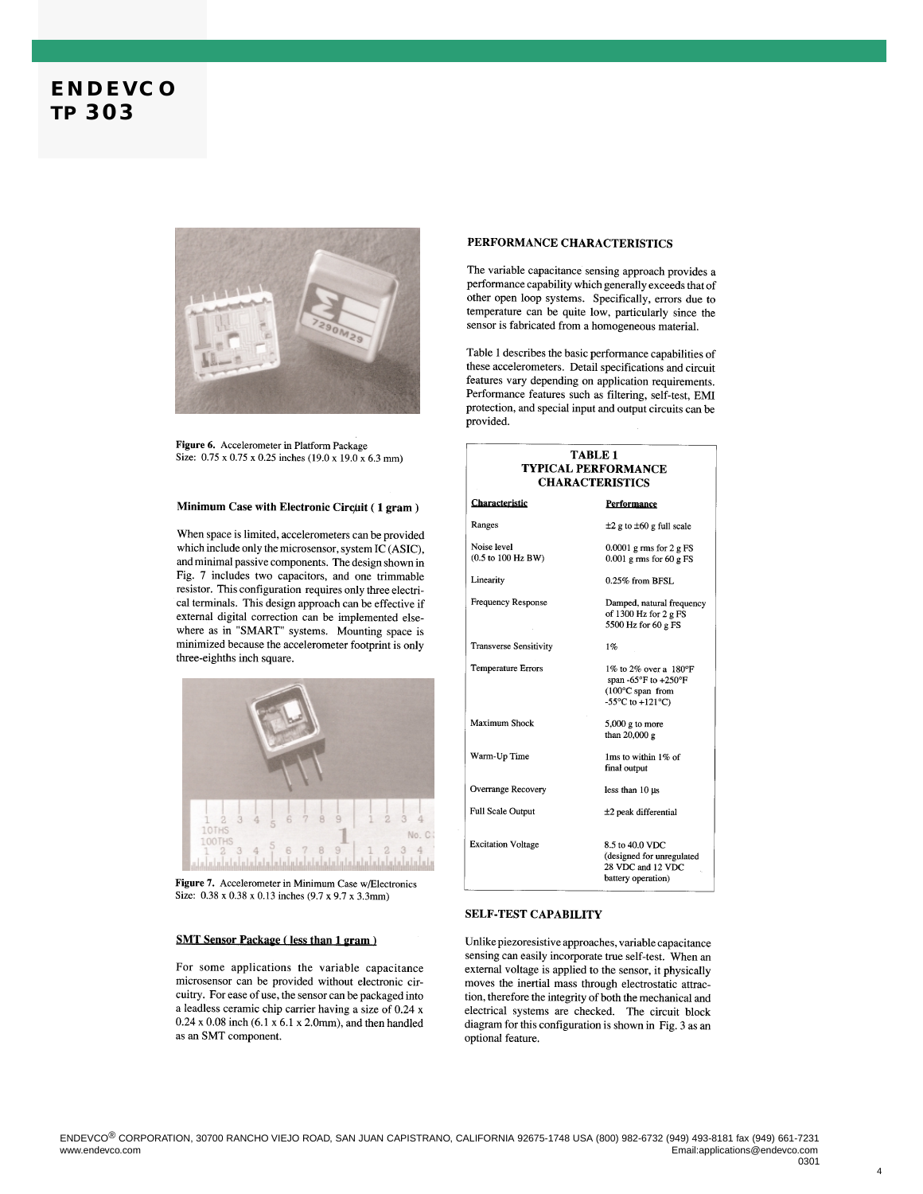Figure 6. Accelerometer in Platform Package
Size: 0.75 x 0.75 x 0.25 inches (19.0 x 19.0 x 6.3 mm)

### Minimum Case with Electronic Circuit ( 1 gram )

When space is limited, accelerometers can be provided which include only the microsensor, system IC (ASIC), and minimal passive components. The design shown in Fig. 7 includes two capacitors, and one trimmable resistor. This configuration requires only three electrical terminals. This design approach can be effective if external digital correction can be implemented elsewhere as in "SMART" systems. Mounting space is minimized because the accelerometer footprint is only three-eighths inch square.

Figure 7. Accelerometer in Minimum Case w/Electronics
Size: 0.38 x 0.38 x 0.13 inches (9.7 x 9.7 x 3.3mm)

### SMT Sensor Package ( less than 1 gram )

For some applications the variable capacitance microsensor can be provided without electronic circuitry. For ease of use, the sensor can be packaged into a leadless ceramic chip carrier having a size of 0.24 x 0.24 x 0.08 inch (6.1 x 6.1 x 2.0mm), and then handled as an SMT component.

## PERFORMANCE CHARACTERISTICS

The variable capacitance sensing approach provides a performance capability which generally exceeds that of other open loop systems. Specifically, errors due to temperature can be quite low, particularly since the sensor is fabricated from a homogeneous material.

Table 1 describes the basic performance capabilities of these accelerometers. Detail specifications and circuit features vary depending on application requirements. Performance features such as filtering, self-test, EMI protection, and special input and output circuits can be provided.

**TABLE 1**
**TYPICAL PERFORMANCE CHARACTERISTICS**

| Characteristic | Performance |
|---|---|
| Ranges | ±2 g to ±60 g full scale |
| Noise level (0.5 to 100 Hz BW) | 0.0001 g rms for 2 g FS<br>0.001 g rms for 60 g FS |
| Linearity | 0.25% from BFSL |
| Frequency Response | Damped, natural frequency of 1300 Hz for 2 g FS<br>5500 Hz for 60 g FS |
| Transverse Sensitivity | 1% |
| Temperature Errors | 1% to 2% over a 180°F span -65°F to +250°F (100°C span from -55°C to +121°C) |
| Maximum Shock | 5,000 g to more than 20,000 g |
| Warm-Up Time | 1ms to within 1% of final output |
| Overrange Recovery | less than 10 µs |
| Full Scale Output | ±2 peak differential |
| Excitation Voltage | 8.5 to 40.0 VDC (designed for unregulated 28 VDC and 12 VDC battery operation) |

## SELF-TEST CAPABILITY

Unlike piezoresistive approaches, variable capacitance sensing can easily incorporate true self-test. When an external voltage is applied to the sensor, it physically moves the inertial mass through electrostatic attraction, therefore the integrity of both the mechanical and electrical systems are checked. The circuit block diagram for this configuration is shown in Fig. 3 as an optional feature.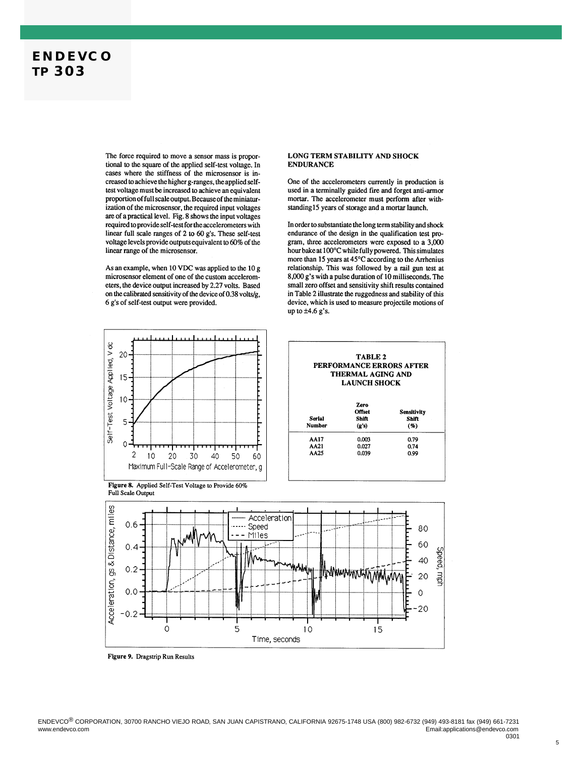The force required to move a sensor mass is proportional to the square of the applied self-test voltage. In cases where the stiffness of the microsensor is increased to achieve the higher g-ranges, the applied self-test voltage must be increased to achieve an equivalent proportion of full scale output. Because of the miniaturization of the microsensor, the required input voltages are of a practical level. Fig. 8 shows the input voltages required to provide self-test for the accelerometers with linear full scale ranges of 2 to 60 g's. These self-test voltage levels provide outputs equivalent to 60% of the linear range of the microsensor.

As an example, when 10 VDC was applied to the 10 g microsensor element of one of the custom accelerometers, the device output increased by 2.27 volts. Based on the calibrated sensitivity of the device of 0.38 volts/g, 6 g's of self-test output were provided.

## LONG TERM STABILITY AND SHOCK ENDURANCE

One of the accelerometers currently in production is used in a terminally guided fire and forget anti-armor mortar. The accelerometer must perform after withstanding15 years of storage and a mortar launch.

In order to substantiate the long term stability and shock endurance of the design in the qualification test program, three accelerometers were exposed to a 3,000 hour bake at 100°C while fully powered. This simulates more than 15 years at 45°C according to the Arrhenius relationship. This was followed by a rail gun test at 8,000 g's with a pulse duration of 10 milliseconds. The small zero offset and sensitivity shift results contained in Table 2 illustrate the ruggedness and stability of this device, which is used to measure projectile motions of up to ±4.6 g's.

**Figure 8.** Applied Self-Test Voltage to Provide 60% Full Scale Output

**TABLE 2**
**PERFORMANCE ERRORS AFTER THERMAL AGING AND LAUNCH SHOCK**

| Serial Number | Zero Offset Shift (g's) | Sensitivity Shift (%) |
|---|---|---|
| AA17 | 0.003 | 0.79 |
| AA21 | 0.027 | 0.74 |
| AA25 | 0.039 | 0.99 |

**Figure 9.** Dragstrip Run Results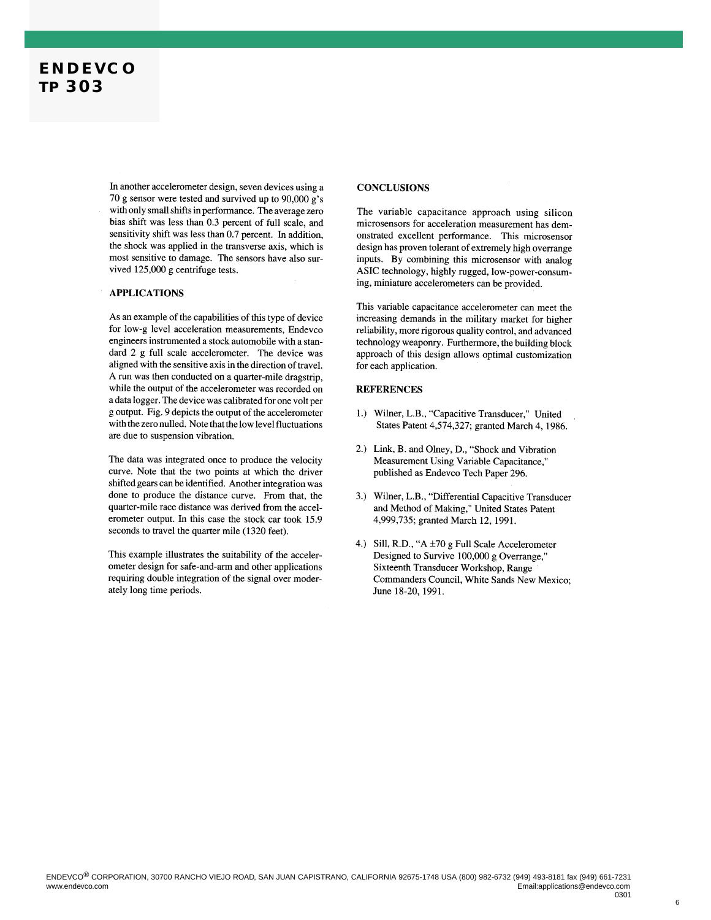In another accelerometer design, seven devices using a 70 g sensor were tested and survived up to 90,000 g's with only small shifts in performance. The average zero bias shift was less than 0.3 percent of full scale, and sensitivity shift was less than 0.7 percent. In addition, the shock was applied in the transverse axis, which is most sensitive to damage. The sensors have also survived 125,000 g centrifuge tests.

## APPLICATIONS

As an example of the capabilities of this type of device for low-g level acceleration measurements, Endevco engineers instrumented a stock automobile with a standard 2 g full scale accelerometer. The device was aligned with the sensitive axis in the direction of travel. A run was then conducted on a quarter-mile dragstrip, while the output of the accelerometer was recorded on a data logger. The device was calibrated for one volt per g output. Fig. 9 depicts the output of the accelerometer with the zero nulled. Note that the low level fluctuations are due to suspension vibration.

The data was integrated once to produce the velocity curve. Note that the two points at which the driver shifted gears can be identified. Another integration was done to produce the distance curve. From that, the quarter-mile race distance was derived from the accelerometer output. In this case the stock car took 15.9 seconds to travel the quarter mile (1320 feet).

This example illustrates the suitability of the accelerometer design for safe-and-arm and other applications requiring double integration of the signal over moderately long time periods.

## CONCLUSIONS

The variable capacitance approach using silicon microsensors for acceleration measurement has demonstrated excellent performance. This microsensor design has proven tolerant of extremely high overrange inputs. By combining this microsensor with analog ASIC technology, highly rugged, low-power-consuming, miniature accelerometers can be provided.

This variable capacitance accelerometer can meet the increasing demands in the military market for higher reliability, more rigorous quality control, and advanced technology weaponry. Furthermore, the building block approach of this design allows optimal customization for each application.

## REFERENCES

1.) Wilner, L.B., "Capacitive Transducer," United States Patent 4,574,327; granted March 4, 1986.

2.) Link, B. and Olney, D., "Shock and Vibration Measurement Using Variable Capacitance," published as Endevco Tech Paper 296.

3.) Wilner, L.B., "Differential Capacitive Transducer and Method of Making," United States Patent 4,999,735; granted March 12, 1991.

4.) Sill, R.D., "A ±70 g Full Scale Accelerometer Designed to Survive 100,000 g Overrange," Sixteenth Transducer Workshop, Range Commanders Council, White Sands New Mexico; June 18-20, 1991.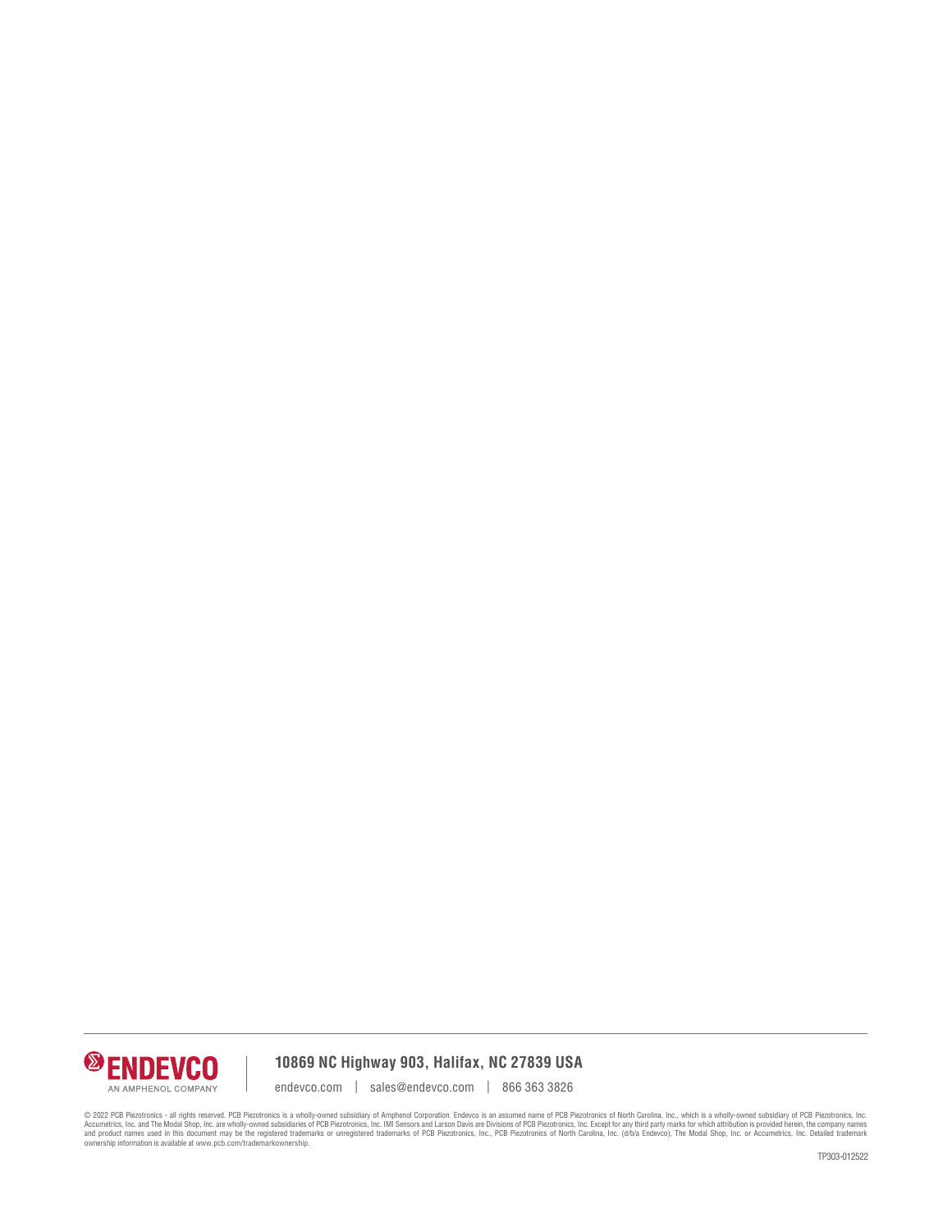ENDEVCO
AN AMPHENOL COMPANY

**10869 NC Highway 903, Halifax, NC 27839 USA**

endevco.com | sales@endevco.com | 866 363 3826

© 2022 PCB Piezotronics - all rights reserved. PCB Piezotronics is a wholly-owned subsidiary of Amphenol Corporation. Endevco is an assumed name of PCB Piezotronics of North Carolina, Inc., which is a wholly-owned subsidiary of PCB Piezotronics, Inc. Accumetrics, Inc. and The Modal Shop, Inc. are wholly-owned subsidiaries of PCB Piezotronics, Inc. IMI Sensors and Larson Davis are Divisions of PCB Piezotronics, Inc. Except for any third party marks for which attribution is provided herein, the company names and product names used in this document may be the registered trademarks or unregistered trademarks of PCB Piezotronics, Inc., PCB Piezotronics of North Carolina, Inc. (d/b/a Endevco), The Modal Shop, Inc. or Accumetrics, Inc. Detailed trademark ownership information is available at www.pcb.com/trademarkownership.

TP303-012522